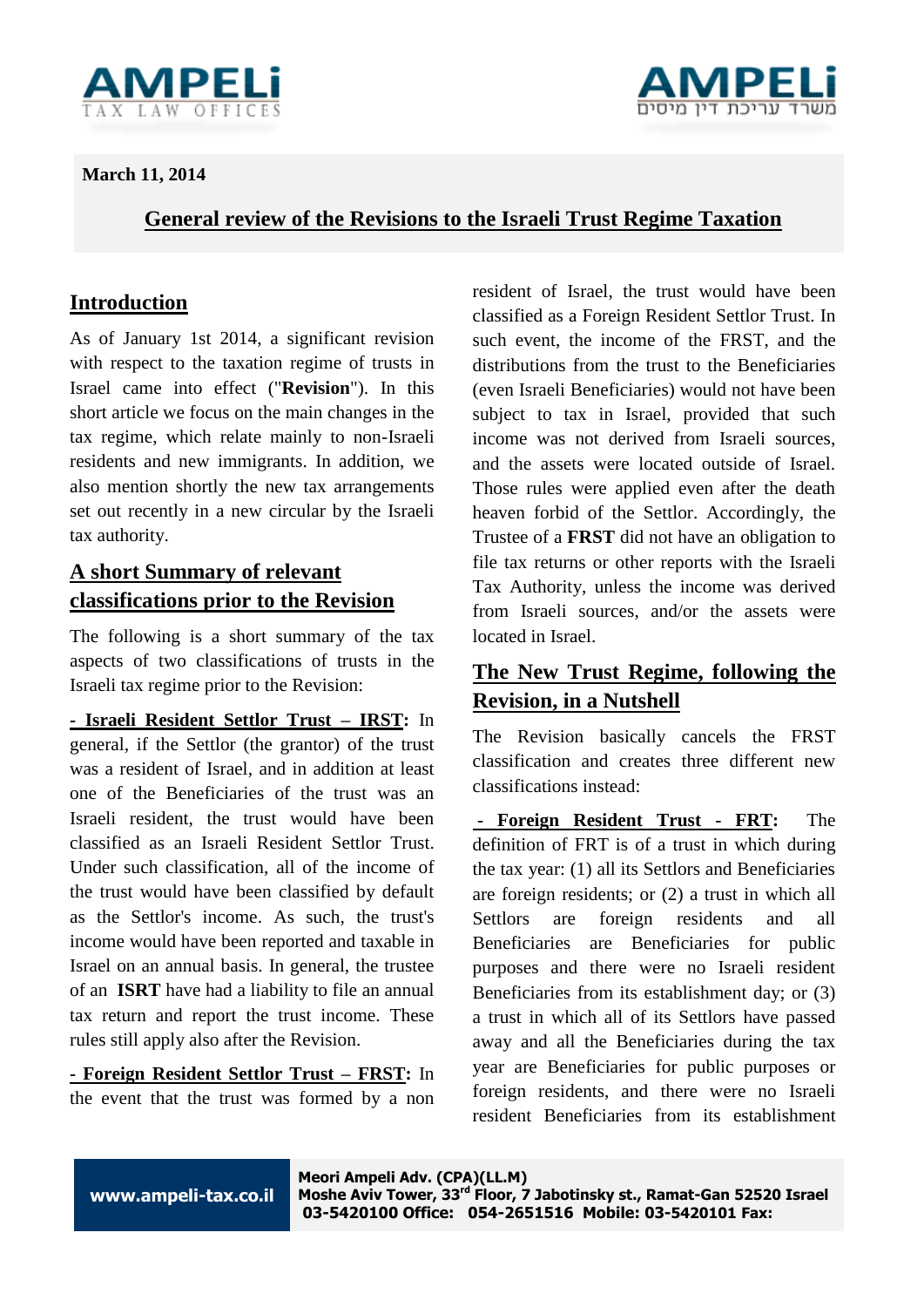March 11, 2014

# General review of the Revisions to the Israeli Trust Regime Taxation

## Introduction

As of January 1st 2014, a significant revision with respect to the taxation regime of trusts in Israel came into effect ("**Revision**"). In this short article we focus on the main changes in the tax regime, which relate mainly to non-Israeli residents and new immigrants. In addition, we also mention shortly the new tax arrangements set out recently in a new circular by the Israeli tax authority.

## A short Summary of relevant classifications prior to the Revision

The following is a short summary of the tax aspects of two classifications of trusts in the Israeli tax regime prior to the Revision:

**- Israeli Resident Settlor Trust – IRST:** In general, if the Settlor (the grantor) of the trust was a resident of Israel, and in addition at least one of the Beneficiaries of the trust was an Israeli resident, the trust would have been classified as an Israeli Resident Settlor Trust. Under such classification, all of the income of the trust would have been classified by default as the Settlor's income. As such, the trust's income would have been reported and taxable in Israel on an annual basis. In general, the trustee of an **ISRT** have had a liability to file an annual tax return and report the trust income. These rules still apply also after the Revision.

**- Foreign Resident Settlor Trust – FRST:** In the event that the trust was formed by a non resident of Israel, the trust would have been classified as a Foreign Resident Settlor Trust. In such event, the income of the FRST, and the distributions from the trust to the Beneficiaries (even Israeli Beneficiaries) would not have been subject to tax in Israel, provided that such income was not derived from Israeli sources, and the assets were located outside of Israel. Those rules were applied even after the death heaven forbid of the Settlor. Accordingly, the Trustee of a **FRST** did not have an obligation to file tax returns or other reports with the Israeli Tax Authority, unless the income was derived from Israeli sources, and/or the assets were located in Israel.

## The New Trust Regime, following the Revision, in a Nutshell

The Revision basically cancels the FRST classification and creates three different new classifications instead:

**- Foreign Resident Trust - FRT:** The definition of FRT is of a trust in which during the tax year: (1) all its Settlors and Beneficiaries are foreign residents; or (2) a trust in which all Settlors are foreign residents and all Beneficiaries are Beneficiaries for public purposes and there were no Israeli resident Beneficiaries from its establishment day; or (3) a trust in which all of its Settlors have passed away and all the Beneficiaries during the tax year are Beneficiaries for public purposes or foreign residents, and there were no Israeli resident Beneficiaries from its establishment

Meori Ampeli Adv. (CPA)(LL.M)
Moshe Aviv Tower, 33rd Floor, 7 Jabotinsky st., Ramat-Gan 52520 Israel
03-5420100 Office: 054-2651516 Mobile: 03-5420101 Fax:
www.ampeli-tax.co.il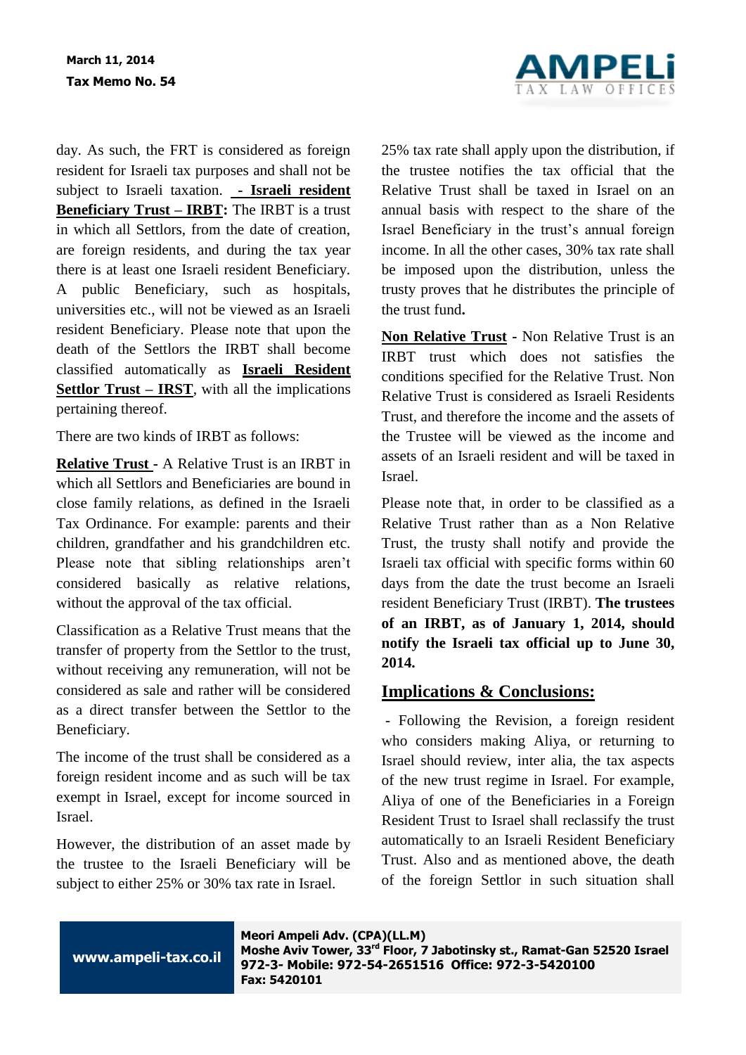day. As such, the FRT is considered as foreign resident for Israeli tax purposes and shall not be subject to Israeli taxation. **- Israeli resident Beneficiary Trust – IRBT:** The IRBT is a trust in which all Settlors, from the date of creation, are foreign residents, and during the tax year there is at least one Israeli resident Beneficiary. A public Beneficiary, such as hospitals, universities etc., will not be viewed as an Israeli resident Beneficiary. Please note that upon the death of the Settlors the IRBT shall become classified automatically as **Israeli Resident Settlor Trust – IRST**, with all the implications pertaining thereof.

There are two kinds of IRBT as follows:

**Relative Trust** - A Relative Trust is an IRBT in which all Settlors and Beneficiaries are bound in close family relations, as defined in the Israeli Tax Ordinance. For example: parents and their children, grandfather and his grandchildren etc. Please note that sibling relationships aren't considered basically as relative relations, without the approval of the tax official.

Classification as a Relative Trust means that the transfer of property from the Settlor to the trust, without receiving any remuneration, will not be considered as sale and rather will be considered as a direct transfer between the Settlor to the Beneficiary.

The income of the trust shall be considered as a foreign resident income and as such will be tax exempt in Israel, except for income sourced in Israel.

However, the distribution of an asset made by the trustee to the Israeli Beneficiary will be subject to either 25% or 30% tax rate in Israel. 25% tax rate shall apply upon the distribution, if the trustee notifies the tax official that the Relative Trust shall be taxed in Israel on an annual basis with respect to the share of the Israel Beneficiary in the trust's annual foreign income. In all the other cases, 30% tax rate shall be imposed upon the distribution, unless the trusty proves that he distributes the principle of the trust fund.

**Non Relative Trust** - Non Relative Trust is an IRBT trust which does not satisfies the conditions specified for the Relative Trust. Non Relative Trust is considered as Israeli Residents Trust, and therefore the income and the assets of the Trustee will be viewed as the income and assets of an Israeli resident and will be taxed in Israel.

Please note that, in order to be classified as a Relative Trust rather than as a Non Relative Trust, the trusty shall notify and provide the Israeli tax official with specific forms within 60 days from the date the trust become an Israeli resident Beneficiary Trust (IRBT). **The trustees of an IRBT, as of January 1, 2014, should notify the Israeli tax official up to June 30, 2014.**

## Implications & Conclusions:

- Following the Revision, a foreign resident who considers making Aliya, or returning to Israel should review, inter alia, the tax aspects of the new trust regime in Israel. For example, Aliya of one of the Beneficiaries in a Foreign Resident Trust to Israel shall reclassify the trust automatically to an Israeli Resident Beneficiary Trust. Also and as mentioned above, the death of the foreign Settlor in such situation shall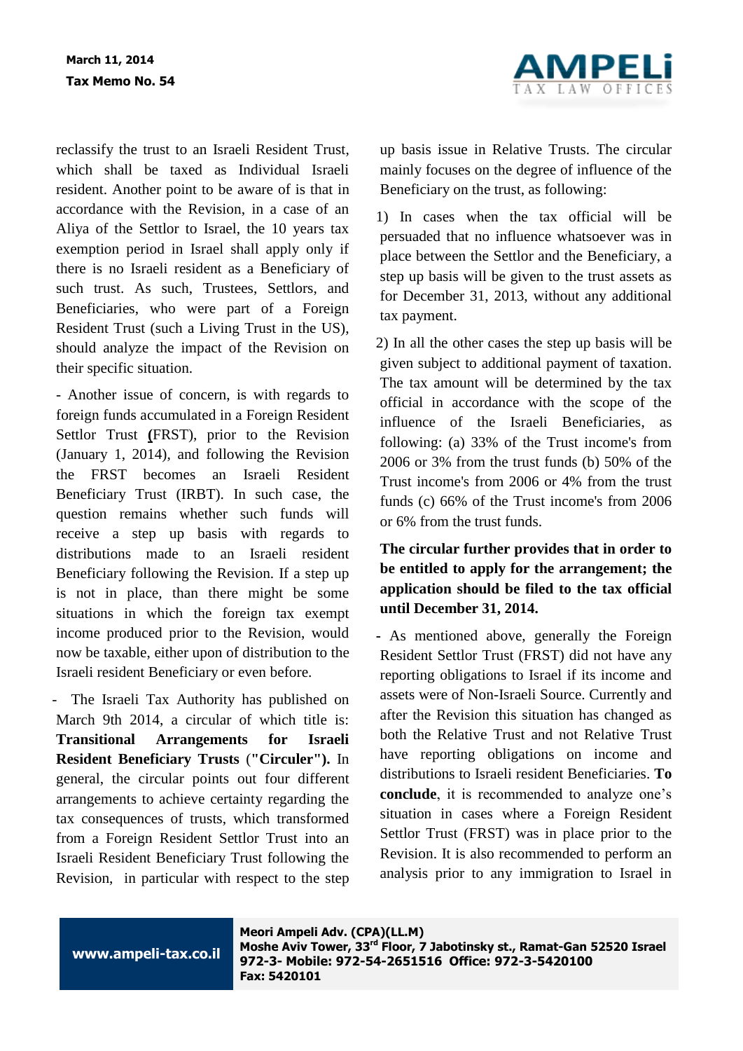reclassify the trust to an Israeli Resident Trust, which shall be taxed as Individual Israeli resident. Another point to be aware of is that in accordance with the Revision, in a case of an Aliya of the Settlor to Israel, the 10 years tax exemption period in Israel shall apply only if there is no Israeli resident as a Beneficiary of such trust. As such, Trustees, Settlors, and Beneficiaries, who were part of a Foreign Resident Trust (such a Living Trust in the US), should analyze the impact of the Revision on their specific situation.

- Another issue of concern, is with regards to foreign funds accumulated in a Foreign Resident Settlor Trust (FRST), prior to the Revision (January 1, 2014), and following the Revision the FRST becomes an Israeli Resident Beneficiary Trust (IRBT). In such case, the question remains whether such funds will receive a step up basis with regards to distributions made to an Israeli resident Beneficiary following the Revision. If a step up is not in place, than there might be some situations in which the foreign tax exempt income produced prior to the Revision, would now be taxable, either upon of distribution to the Israeli resident Beneficiary or even before.

- The Israeli Tax Authority has published on March 9th 2014, a circular of which title is: **Transitional Arrangements for Israeli Resident Beneficiary Trusts ("Circuler").** In general, the circular points out four different arrangements to achieve certainty regarding the tax consequences of trusts, which transformed from a Foreign Resident Settlor Trust into an Israeli Resident Beneficiary Trust following the Revision, in particular with respect to the step up basis issue in Relative Trusts. The circular mainly focuses on the degree of influence of the Beneficiary on the trust, as following:

1) In cases when the tax official will be persuaded that no influence whatsoever was in place between the Settlor and the Beneficiary, a step up basis will be given to the trust assets as for December 31, 2013, without any additional tax payment.

2) In all the other cases the step up basis will be given subject to additional payment of taxation. The tax amount will be determined by the tax official in accordance with the scope of the influence of the Israeli Beneficiaries, as following: (a) 33% of the Trust income's from 2006 or 3% from the trust funds (b) 50% of the Trust income's from 2006 or 4% from the trust funds (c) 66% of the Trust income's from 2006 or 6% from the trust funds.

**The circular further provides that in order to be entitled to apply for the arrangement; the application should be filed to the tax official until December 31, 2014.**

- As mentioned above, generally the Foreign Resident Settlor Trust (FRST) did not have any reporting obligations to Israel if its income and assets were of Non-Israeli Source. Currently and after the Revision this situation has changed as both the Relative Trust and not Relative Trust have reporting obligations on income and distributions to Israeli resident Beneficiaries. **To conclude**, it is recommended to analyze one's situation in cases where a Foreign Resident Settlor Trust (FRST) was in place prior to the Revision. It is also recommended to perform an analysis prior to any immigration to Israel in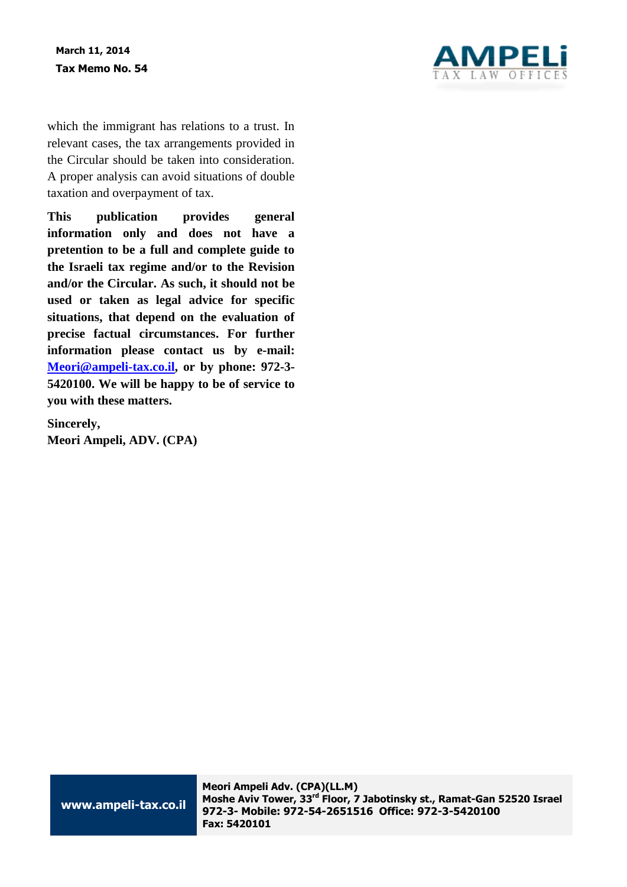which the immigrant has relations to a trust. In relevant cases, the tax arrangements provided in the Circular should be taken into consideration. A proper analysis can avoid situations of double taxation and overpayment of tax.

**This publication provides general information only and does not have a pretention to be a full and complete guide to the Israeli tax regime and/or to the Revision and/or the Circular. As such, it should not be used or taken as legal advice for specific situations, that depend on the evaluation of precise factual circumstances. For further information please contact us by e-mail: [Meori@ampeli-tax.co.il](mailto:Meori@ampeli-tax.co.il), or by phone: 972-3-5420100. We will be happy to be of service to you with these matters.**

**Sincerely,**
**Meori Ampeli, ADV. (CPA)**